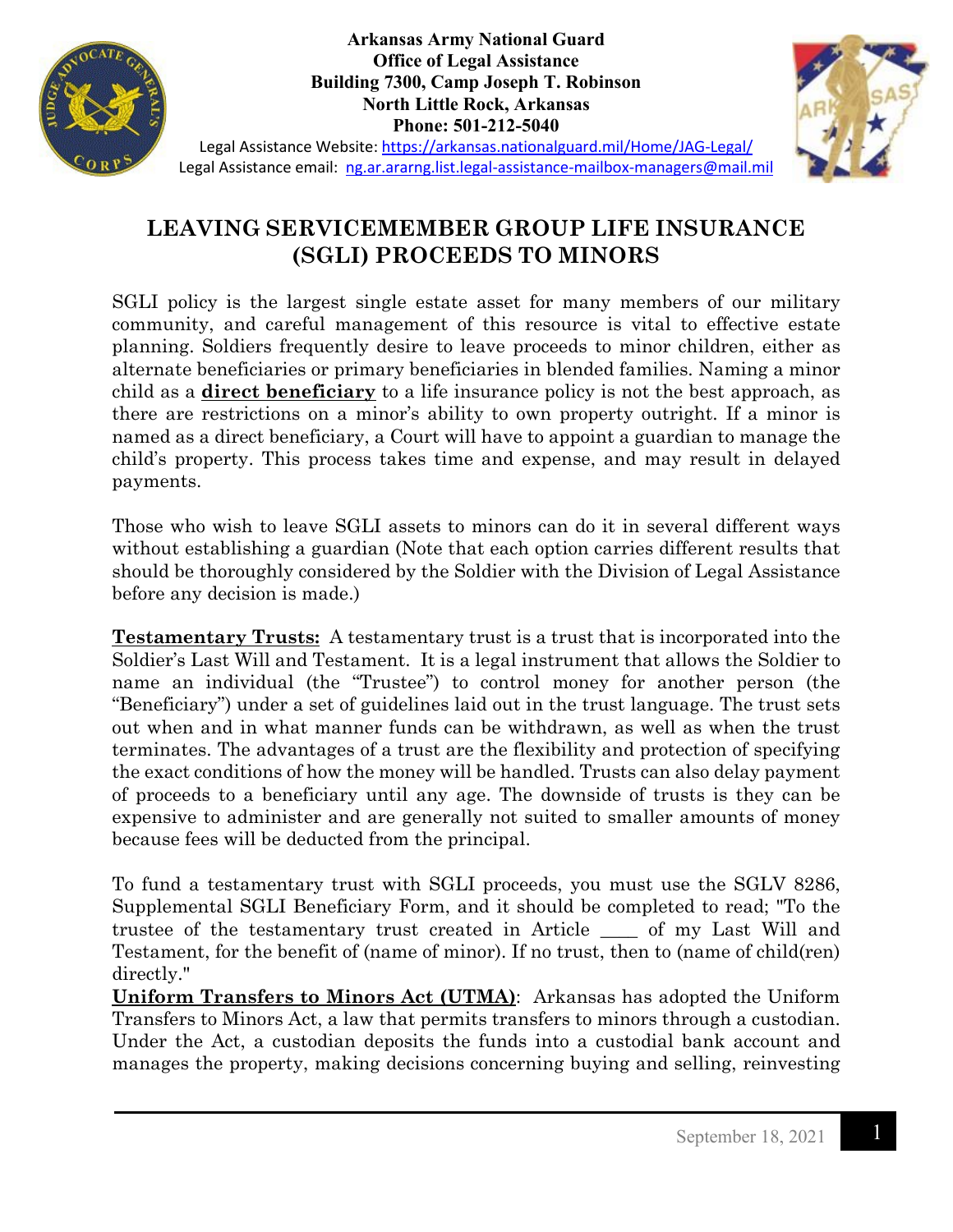**Arkansas Army National Guard**
**Office of Legal Assistance**
**Building 7300, Camp Joseph T. Robinson**
**North Little Rock, Arkansas**
**Phone: 501-212-5040**

Legal Assistance Website: https://arkansas.nationalguard.mil/Home/JAG-Legal/
Legal Assistance email: ng.ar.ararng.list.legal-assistance-mailbox-managers@mail.mil

# LEAVING SERVICEMEMBER GROUP LIFE INSURANCE (SGLI) PROCEEDS TO MINORS

SGLI policy is the largest single estate asset for many members of our military community, and careful management of this resource is vital to effective estate planning. Soldiers frequently desire to leave proceeds to minor children, either as alternate beneficiaries or primary beneficiaries in blended families. Naming a minor child as a **direct beneficiary** to a life insurance policy is not the best approach, as there are restrictions on a minor's ability to own property outright. If a minor is named as a direct beneficiary, a Court will have to appoint a guardian to manage the child's property. This process takes time and expense, and may result in delayed payments.

Those who wish to leave SGLI assets to minors can do it in several different ways without establishing a guardian (Note that each option carries different results that should be thoroughly considered by the Soldier with the Division of Legal Assistance before any decision is made.)

**Testamentary Trusts:** A testamentary trust is a trust that is incorporated into the Soldier's Last Will and Testament. It is a legal instrument that allows the Soldier to name an individual (the "Trustee") to control money for another person (the "Beneficiary") under a set of guidelines laid out in the trust language. The trust sets out when and in what manner funds can be withdrawn, as well as when the trust terminates. The advantages of a trust are the flexibility and protection of specifying the exact conditions of how the money will be handled. Trusts can also delay payment of proceeds to a beneficiary until any age. The downside of trusts is they can be expensive to administer and are generally not suited to smaller amounts of money because fees will be deducted from the principal.

To fund a testamentary trust with SGLI proceeds, you must use the SGLV 8286, Supplemental SGLI Beneficiary Form, and it should be completed to read; "To the trustee of the testamentary trust created in Article ____ of my Last Will and Testament, for the benefit of (name of minor). If no trust, then to (name of child(ren) directly."

**Uniform Transfers to Minors Act (UTMA)**: Arkansas has adopted the Uniform Transfers to Minors Act, a law that permits transfers to minors through a custodian. Under the Act, a custodian deposits the funds into a custodial bank account and manages the property, making decisions concerning buying and selling, reinvesting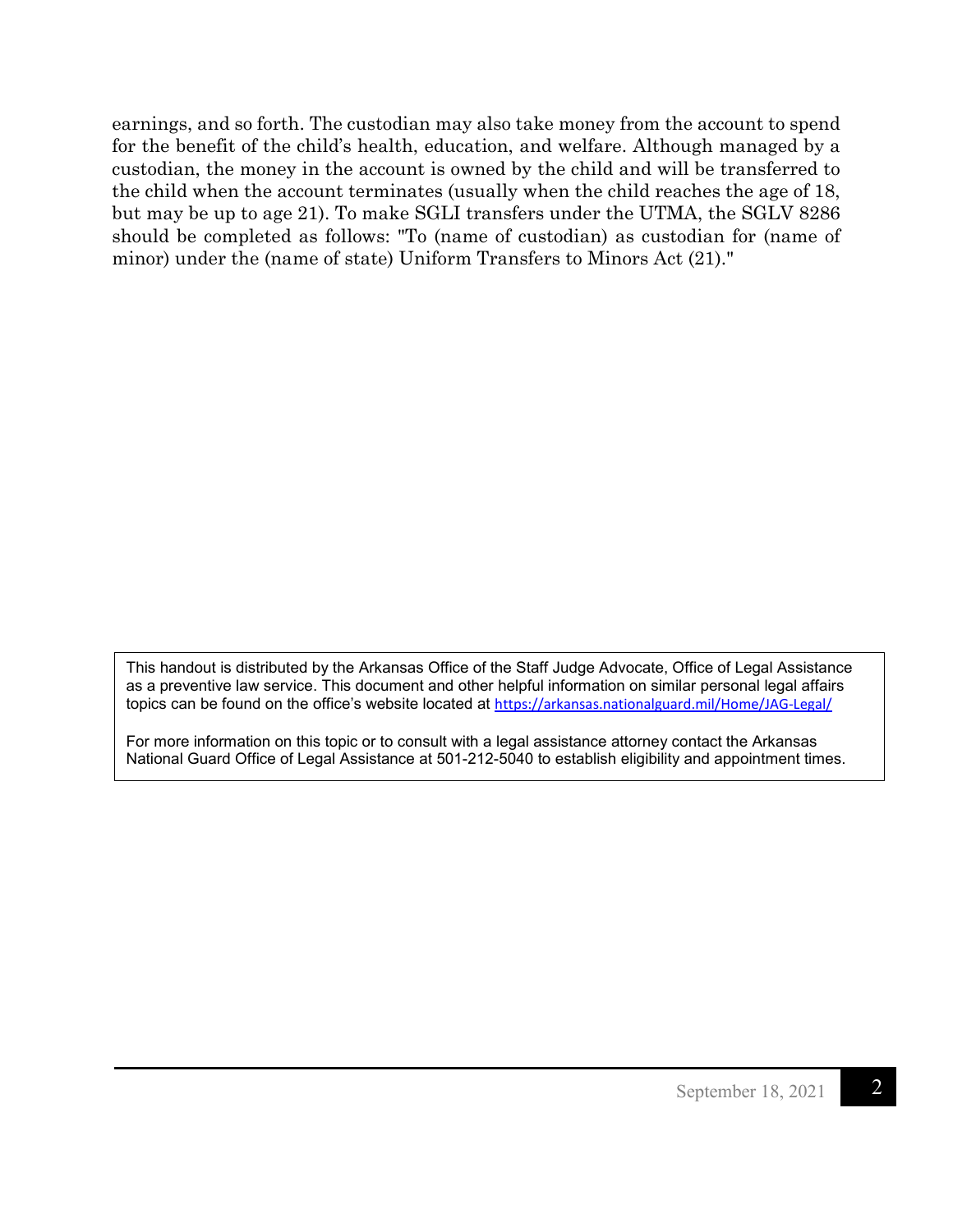earnings, and so forth. The custodian may also take money from the account to spend for the benefit of the child's health, education, and welfare. Although managed by a custodian, the money in the account is owned by the child and will be transferred to the child when the account terminates (usually when the child reaches the age of 18, but may be up to age 21). To make SGLI transfers under the UTMA, the SGLV 8286 should be completed as follows: "To (name of custodian) as custodian for (name of minor) under the (name of state) Uniform Transfers to Minors Act (21)."

This handout is distributed by the Arkansas Office of the Staff Judge Advocate, Office of Legal Assistance as a preventive law service. This document and other helpful information on similar personal legal affairs topics can be found on the office's website located at https://arkansas.nationalguard.mil/Home/JAG-Legal/

For more information on this topic or to consult with a legal assistance attorney contact the Arkansas National Guard Office of Legal Assistance at 501-212-5040 to establish eligibility and appointment times.

September 18, 2021